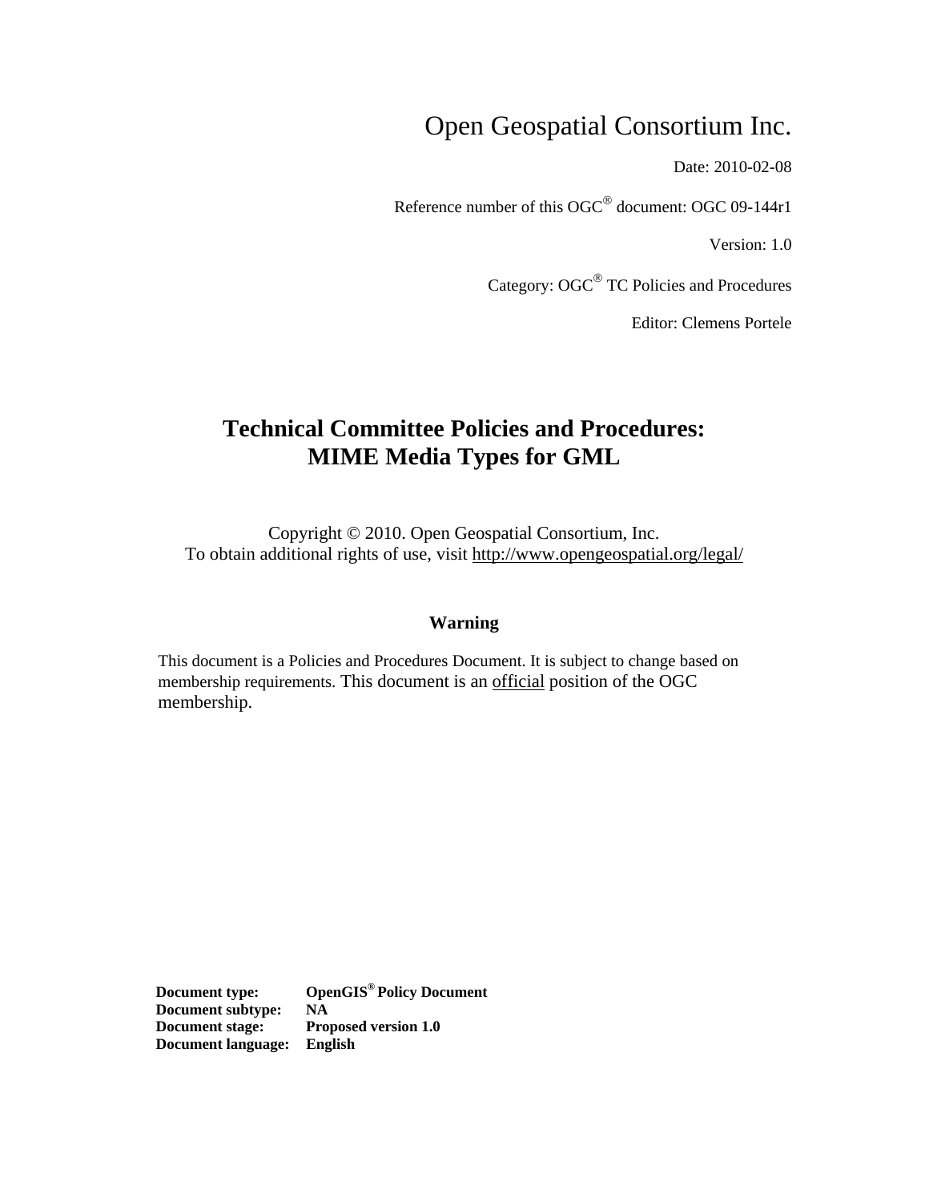Open Geospatial Consortium Inc.

Date: 2010-02-08

Reference number of this OGC® document: OGC 09-144r1

Version: 1.0

Category: OGC® TC Policies and Procedures

Editor: Clemens Portele

# Technical Committee Policies and Procedures: MIME Media Types for GML

Copyright © 2010. Open Geospatial Consortium, Inc.
To obtain additional rights of use, visit http://www.opengeospatial.org/legal/

**Warning**

This document is a Policies and Procedures Document. It is subject to change based on membership requirements. This document is an official position of the OGC membership.

**Document type:** **OpenGIS® Policy Document**
**Document subtype:** **NA**
**Document stage:** **Proposed version 1.0**
**Document language:** **English**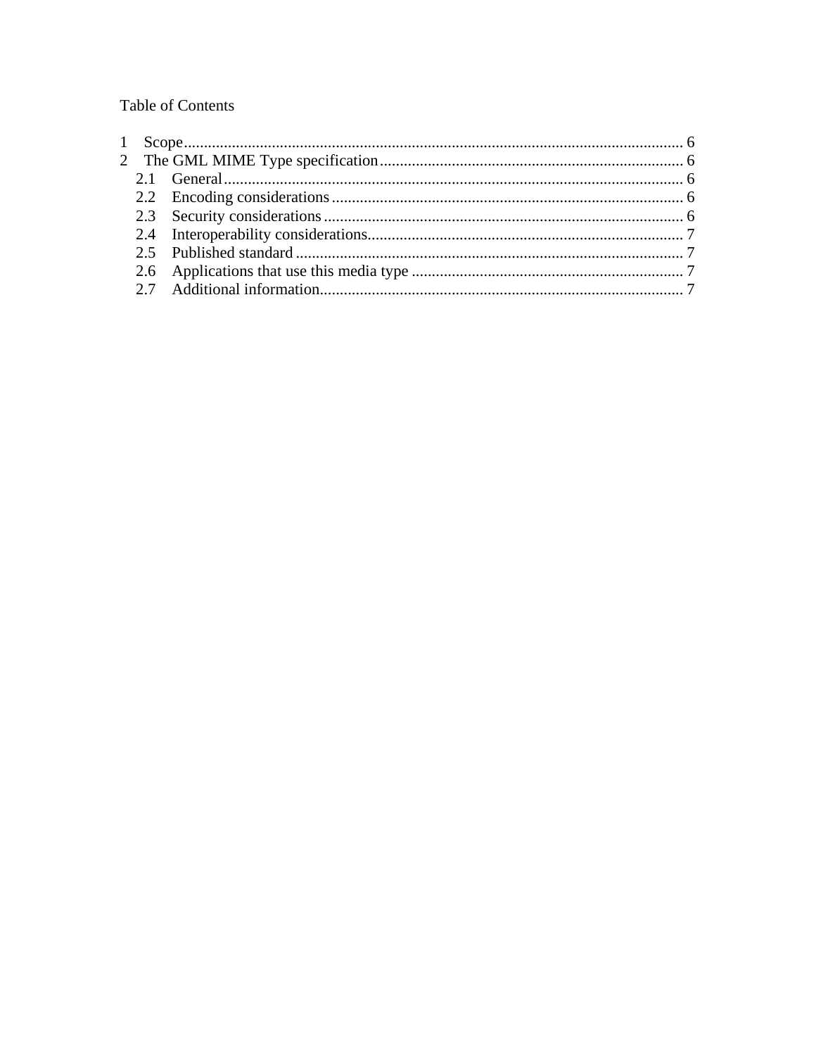Table of Contents

1 Scope ........................................................................................................................ 6
2 The GML MIME Type specification ........................................................................ 6
  2.1 General ................................................................................................................ 6
  2.2 Encoding considerations ...................................................................................... 6
  2.3 Security considerations ........................................................................................ 6
  2.4 Interoperability considerations ............................................................................. 7
  2.5 Published standard ............................................................................................... 7
  2.6 Applications that use this media type .................................................................. 7
  2.7 Additional information ......................................................................................... 7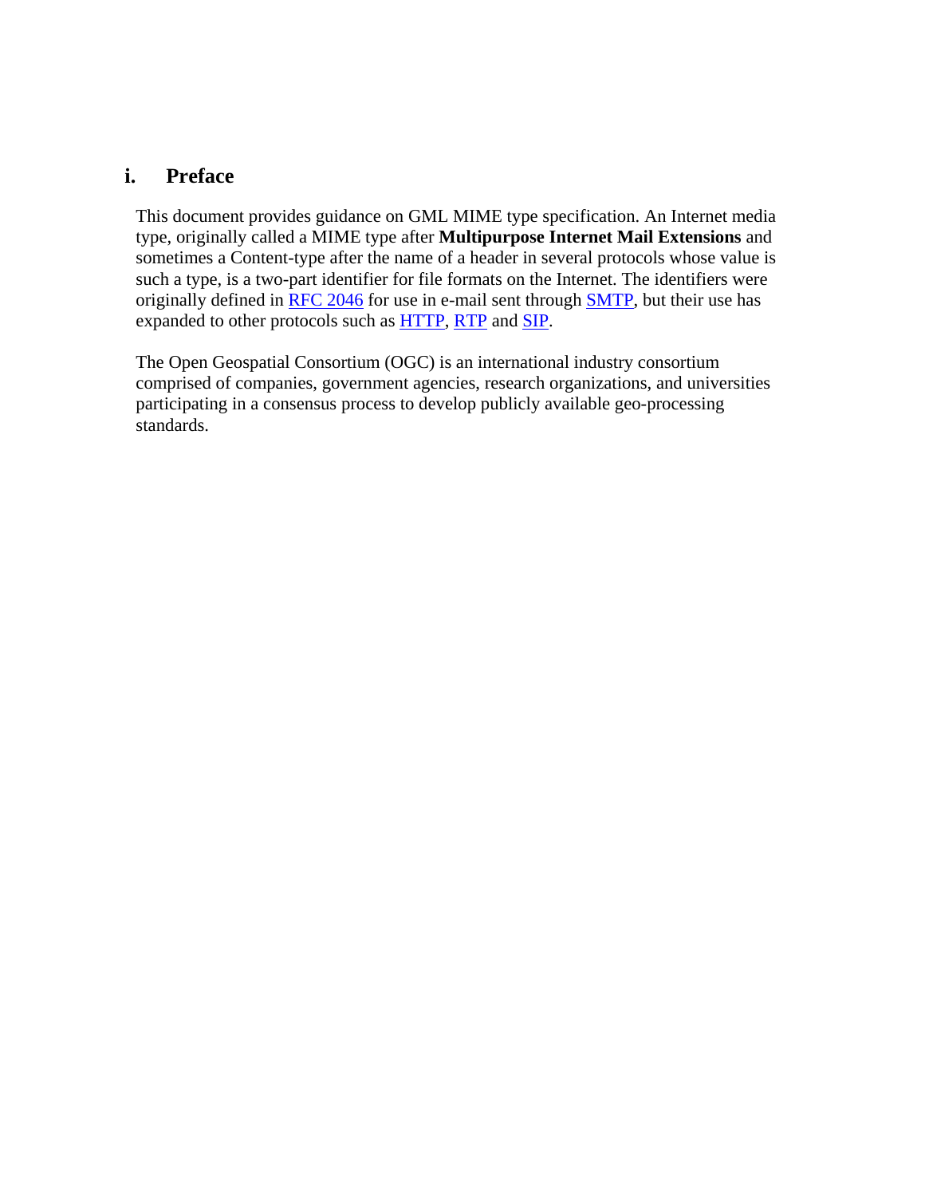## i. Preface

This document provides guidance on GML MIME type specification. An Internet media type, originally called a MIME type after **Multipurpose Internet Mail Extensions** and sometimes a Content-type after the name of a header in several protocols whose value is such a type, is a two-part identifier for file formats on the Internet. The identifiers were originally defined in RFC 2046 for use in e-mail sent through SMTP, but their use has expanded to other protocols such as HTTP, RTP and SIP.

The Open Geospatial Consortium (OGC) is an international industry consortium comprised of companies, government agencies, research organizations, and universities participating in a consensus process to develop publicly available geo-processing standards.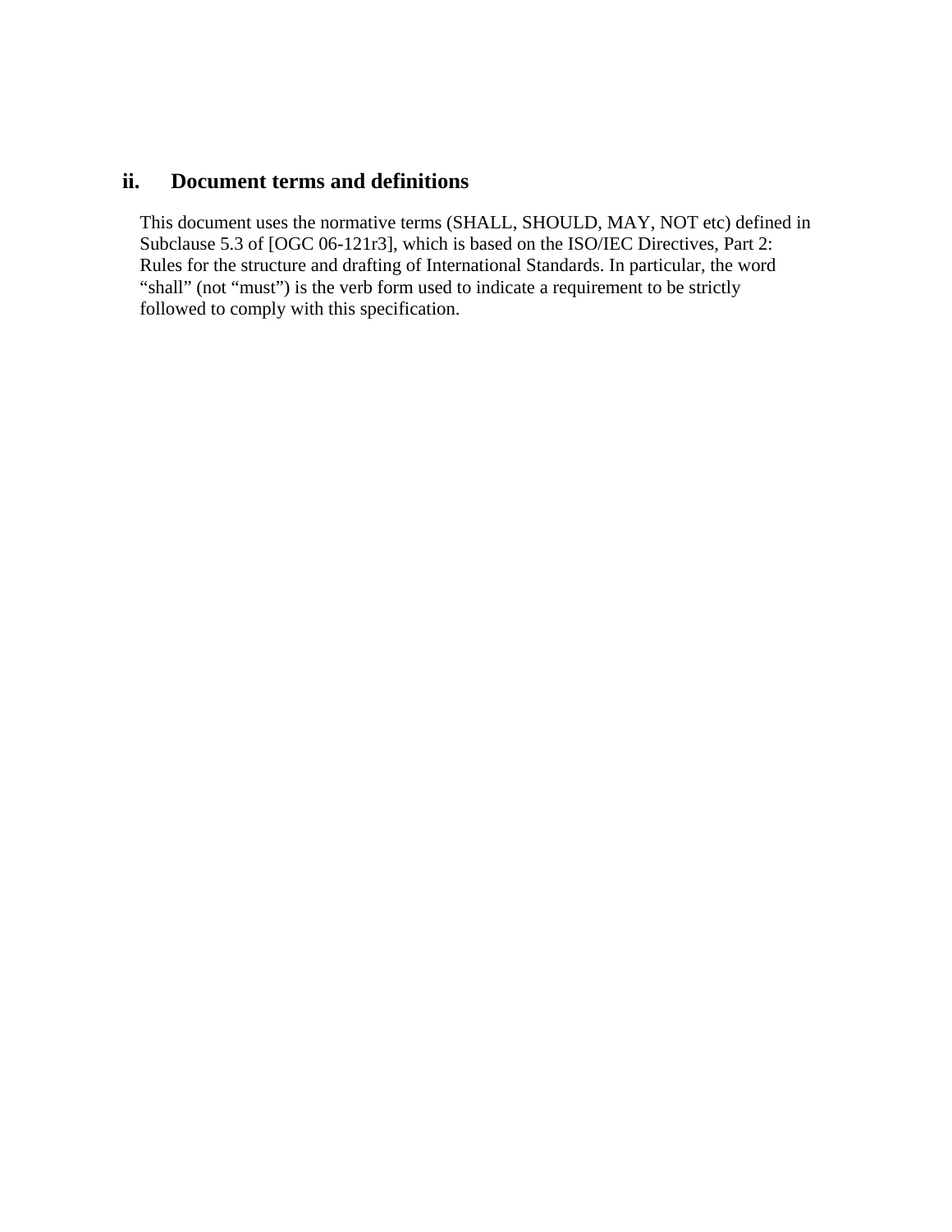## ii. Document terms and definitions

This document uses the normative terms (SHALL, SHOULD, MAY, NOT etc) defined in Subclause 5.3 of [OGC 06-121r3], which is based on the ISO/IEC Directives, Part 2: Rules for the structure and drafting of International Standards. In particular, the word “shall” (not “must”) is the verb form used to indicate a requirement to be strictly followed to comply with this specification.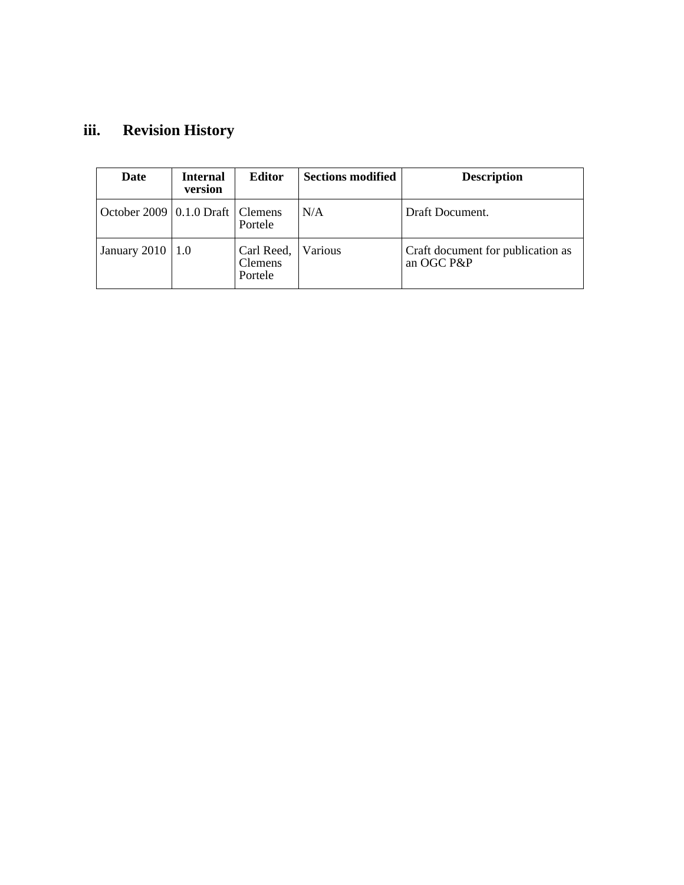## iii. Revision History

| Date | Internal version | Editor | Sections modified | Description |
|---|---|---|---|---|
| October 2009 | 0.1.0 Draft | Clemens Portele | N/A | Draft Document. |
| January 2010 | 1.0 | Carl Reed, Clemens Portele | Various | Craft document for publication as an OGC P&P |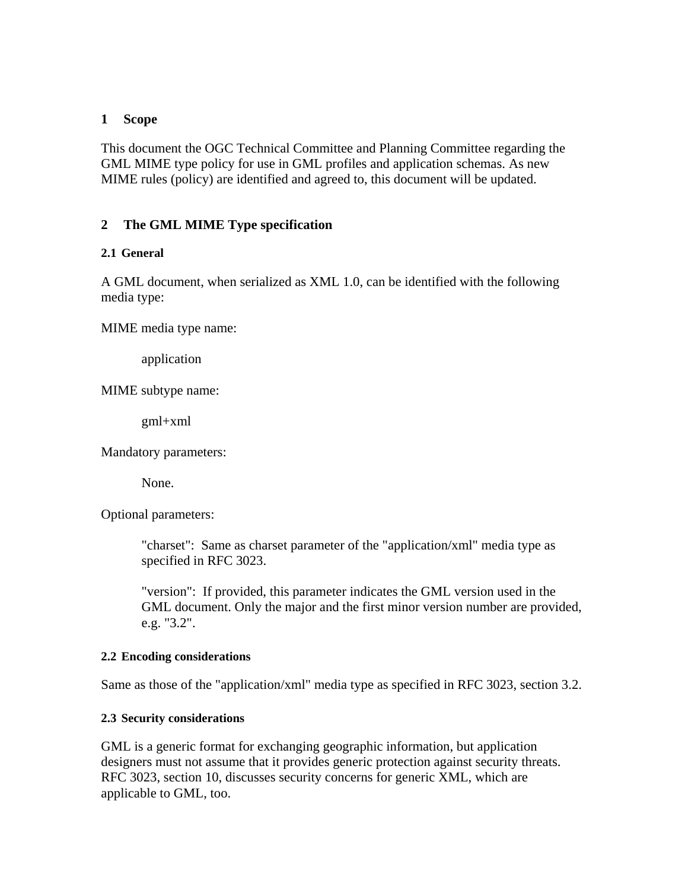# 1 Scope

This document the OGC Technical Committee and Planning Committee regarding the GML MIME type policy for use in GML profiles and application schemas. As new MIME rules (policy) are identified and agreed to, this document will be updated.

# 2 The GML MIME Type specification

## 2.1 General

A GML document, when serialized as XML 1.0, can be identified with the following media type:

MIME media type name:

> application

MIME subtype name:

> gml+xml

Mandatory parameters:

> None.

Optional parameters:

> "charset": Same as charset parameter of the "application/xml" media type as specified in RFC 3023.
>
> "version": If provided, this parameter indicates the GML version used in the GML document. Only the major and the first minor version number are provided, e.g. "3.2".

## 2.2 Encoding considerations

Same as those of the "application/xml" media type as specified in RFC 3023, section 3.2.

## 2.3 Security considerations

GML is a generic format for exchanging geographic information, but application designers must not assume that it provides generic protection against security threats. RFC 3023, section 10, discusses security concerns for generic XML, which are applicable to GML, too.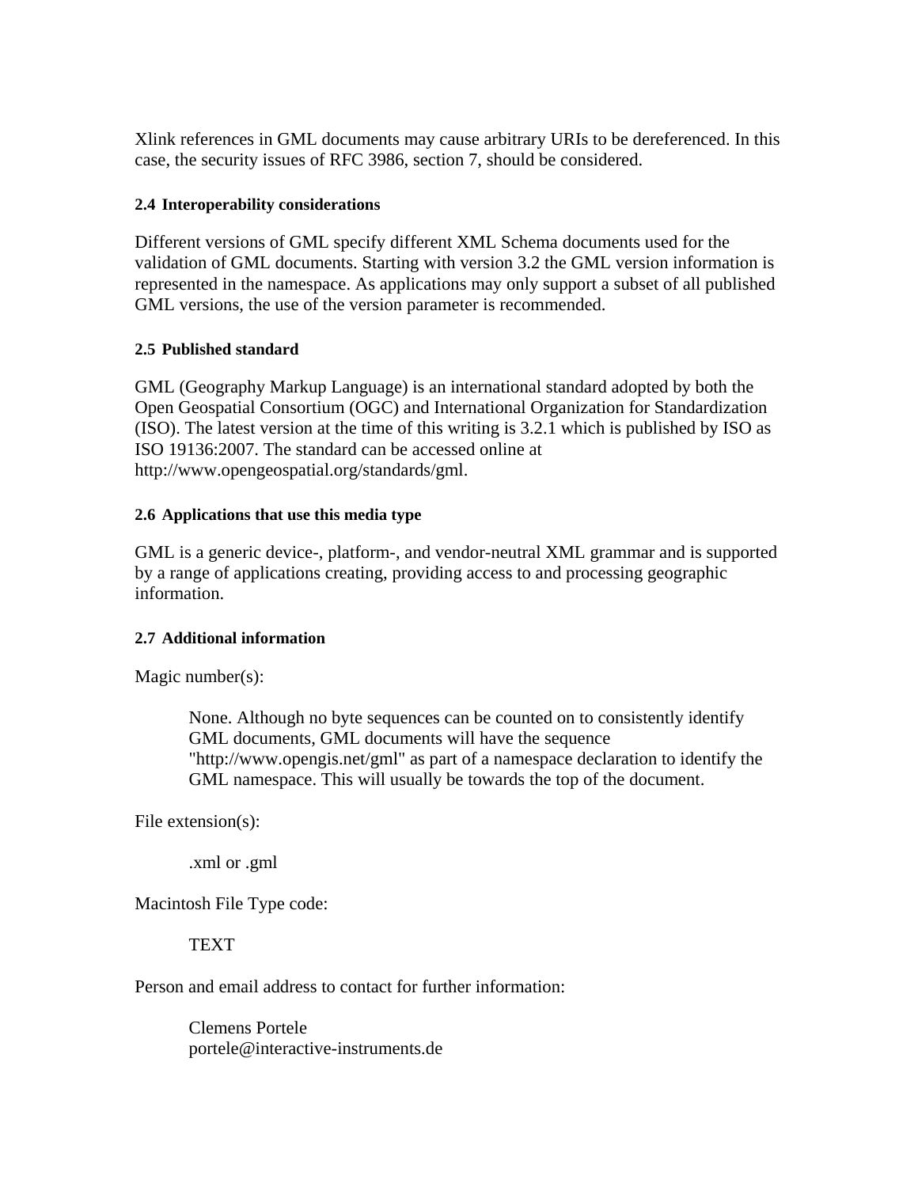Xlink references in GML documents may cause arbitrary URIs to be dereferenced. In this case, the security issues of RFC 3986, section 7, should be considered.

### 2.4 Interoperability considerations

Different versions of GML specify different XML Schema documents used for the validation of GML documents. Starting with version 3.2 the GML version information is represented in the namespace. As applications may only support a subset of all published GML versions, the use of the version parameter is recommended.

### 2.5 Published standard

GML (Geography Markup Language) is an international standard adopted by both the Open Geospatial Consortium (OGC) and International Organization for Standardization (ISO). The latest version at the time of this writing is 3.2.1 which is published by ISO as ISO 19136:2007. The standard can be accessed online at http://www.opengeospatial.org/standards/gml.

### 2.6 Applications that use this media type

GML is a generic device-, platform-, and vendor-neutral XML grammar and is supported by a range of applications creating, providing access to and processing geographic information.

### 2.7 Additional information

Magic number(s):

> None. Although no byte sequences can be counted on to consistently identify GML documents, GML documents will have the sequence "http://www.opengis.net/gml" as part of a namespace declaration to identify the GML namespace. This will usually be towards the top of the document.

File extension(s):

> .xml or .gml

Macintosh File Type code:

> TEXT

Person and email address to contact for further information:

> Clemens Portele
> portele@interactive-instruments.de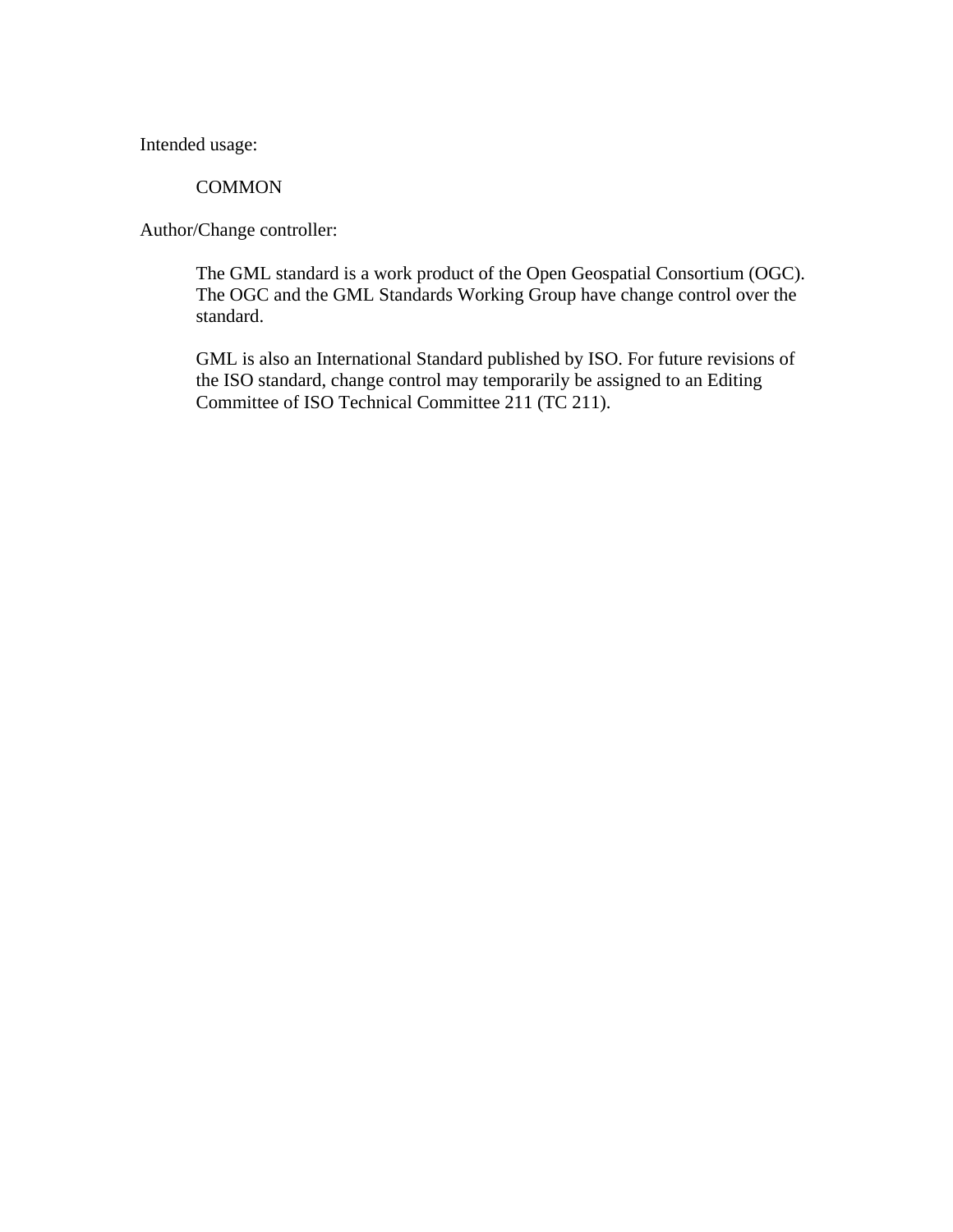Intended usage:

COMMON

Author/Change controller:

The GML standard is a work product of the Open Geospatial Consortium (OGC). The OGC and the GML Standards Working Group have change control over the standard.

GML is also an International Standard published by ISO. For future revisions of the ISO standard, change control may temporarily be assigned to an Editing Committee of ISO Technical Committee 211 (TC 211).